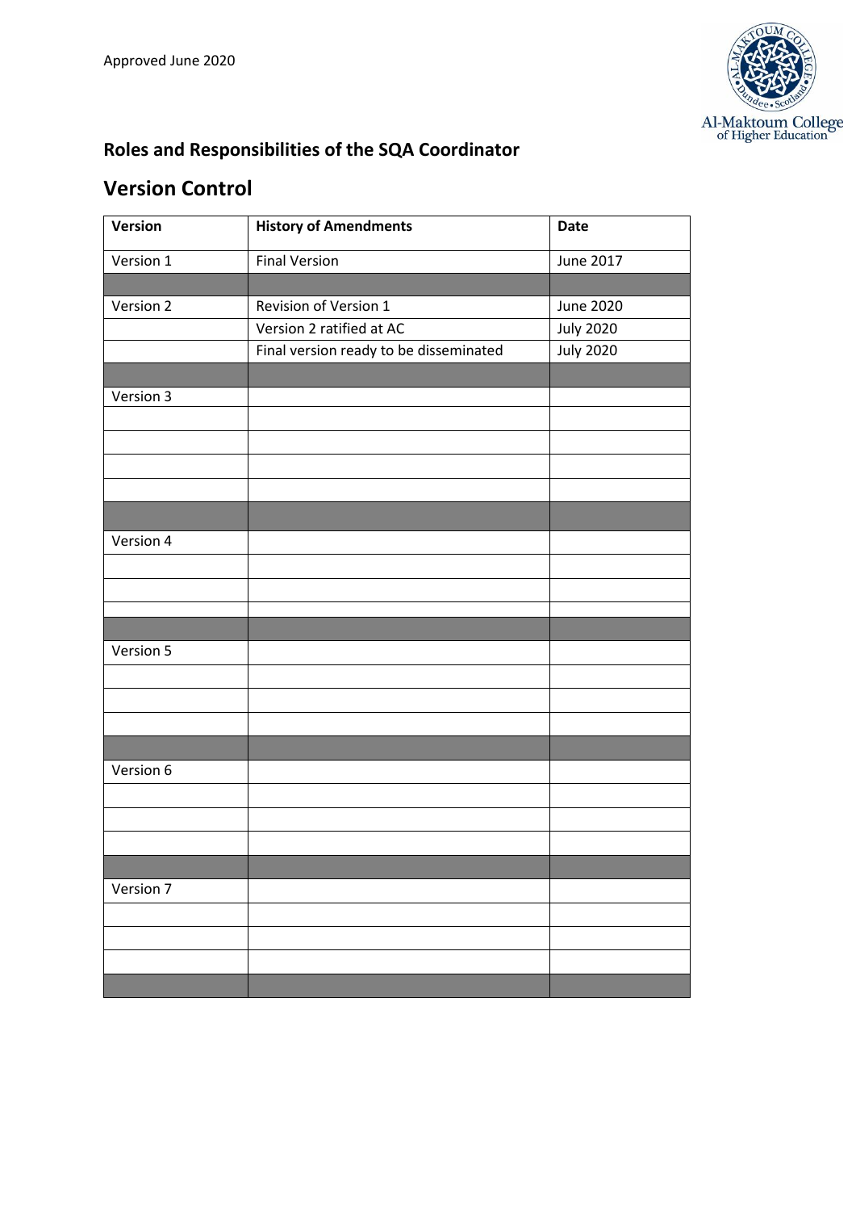Approved June 2020

## Roles and Responsibilities of the SQA Coordinator

# Version Control

| Version | History of Amendments | Date |
|---|---|---|
| Version 1 | Final Version | June 2017 |
| | | |
| Version 2 | Revision of Version 1 | June 2020 |
| | Version 2 ratified at AC | July 2020 |
| | Final version ready to be disseminated | July 2020 |
| | | |
| Version 3 | | |
| | | |
| | | |
| | | |
| | | |
| | | |
| Version 4 | | |
| | | |
| | | |
| | | |
| | | |
| Version 5 | | |
| | | |
| | | |
| | | |
| | | |
| Version 6 | | |
| | | |
| | | |
| | | |
| | | |
| Version 7 | | |
| | | |
| | | |
| | | |
| | | |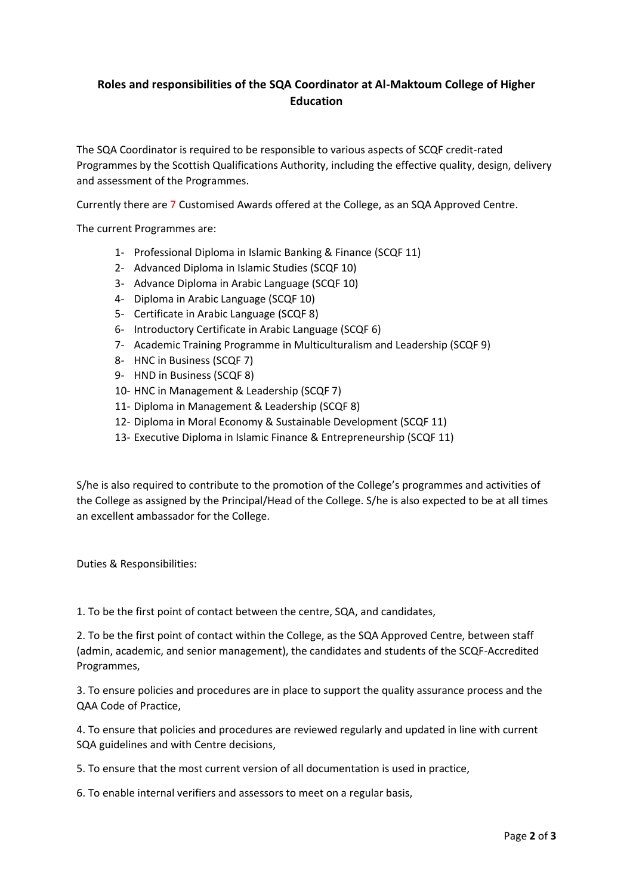### Roles and responsibilities of the SQA Coordinator at Al-Maktoum College of Higher Education

The SQA Coordinator is required to be responsible to various aspects of SCQF credit-rated Programmes by the Scottish Qualifications Authority, including the effective quality, design, delivery and assessment of the Programmes.

Currently there are 7 Customised Awards offered at the College, as an SQA Approved Centre.

The current Programmes are:

1- Professional Diploma in Islamic Banking & Finance (SCQF 11)
2- Advanced Diploma in Islamic Studies (SCQF 10)
3- Advance Diploma in Arabic Language (SCQF 10)
4- Diploma in Arabic Language (SCQF 10)
5- Certificate in Arabic Language (SCQF 8)
6- Introductory Certificate in Arabic Language (SCQF 6)
7- Academic Training Programme in Multiculturalism and Leadership (SCQF 9)
8- HNC in Business (SCQF 7)
9- HND in Business (SCQF 8)
10- HNC in Management & Leadership (SCQF 7)
11- Diploma in Management & Leadership (SCQF 8)
12- Diploma in Moral Economy & Sustainable Development (SCQF 11)
13- Executive Diploma in Islamic Finance & Entrepreneurship (SCQF 11)

S/he is also required to contribute to the promotion of the College's programmes and activities of the College as assigned by the Principal/Head of the College. S/he is also expected to be at all times an excellent ambassador for the College.

Duties & Responsibilities:

1. To be the first point of contact between the centre, SQA, and candidates,

2. To be the first point of contact within the College, as the SQA Approved Centre, between staff (admin, academic, and senior management), the candidates and students of the SCQF-Accredited Programmes,

3. To ensure policies and procedures are in place to support the quality assurance process and the QAA Code of Practice,

4. To ensure that policies and procedures are reviewed regularly and updated in line with current SQA guidelines and with Centre decisions,

5. To ensure that the most current version of all documentation is used in practice,

6. To enable internal verifiers and assessors to meet on a regular basis,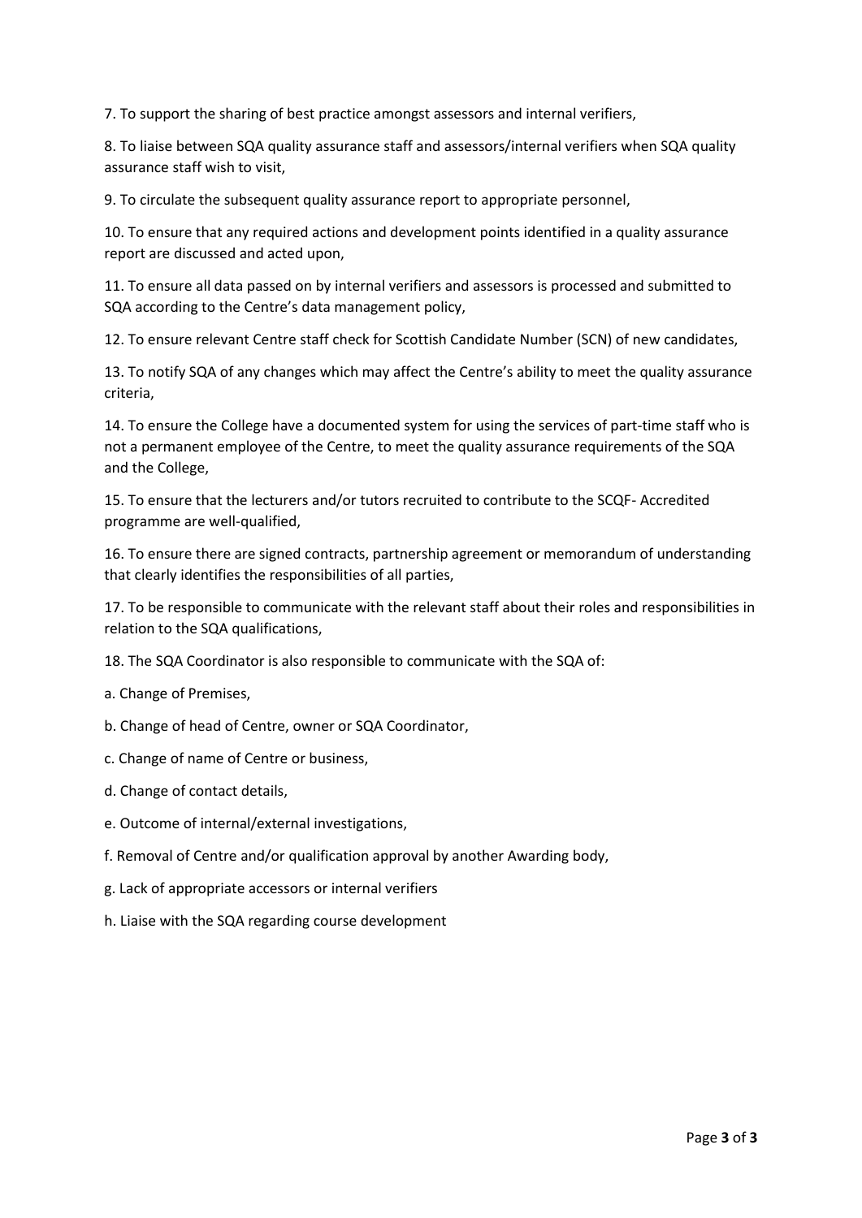7. To support the sharing of best practice amongst assessors and internal verifiers,

8. To liaise between SQA quality assurance staff and assessors/internal verifiers when SQA quality assurance staff wish to visit,

9. To circulate the subsequent quality assurance report to appropriate personnel,

10. To ensure that any required actions and development points identified in a quality assurance report are discussed and acted upon,

11. To ensure all data passed on by internal verifiers and assessors is processed and submitted to SQA according to the Centre's data management policy,

12. To ensure relevant Centre staff check for Scottish Candidate Number (SCN) of new candidates,

13. To notify SQA of any changes which may affect the Centre's ability to meet the quality assurance criteria,

14. To ensure the College have a documented system for using the services of part-time staff who is not a permanent employee of the Centre, to meet the quality assurance requirements of the SQA and the College,

15. To ensure that the lecturers and/or tutors recruited to contribute to the SCQF- Accredited programme are well-qualified,

16. To ensure there are signed contracts, partnership agreement or memorandum of understanding that clearly identifies the responsibilities of all parties,

17. To be responsible to communicate with the relevant staff about their roles and responsibilities in relation to the SQA qualifications,

18. The SQA Coordinator is also responsible to communicate with the SQA of:

a. Change of Premises,

b. Change of head of Centre, owner or SQA Coordinator,

c. Change of name of Centre or business,

d. Change of contact details,

e. Outcome of internal/external investigations,

f. Removal of Centre and/or qualification approval by another Awarding body,

g. Lack of appropriate accessors or internal verifiers

h. Liaise with the SQA regarding course development